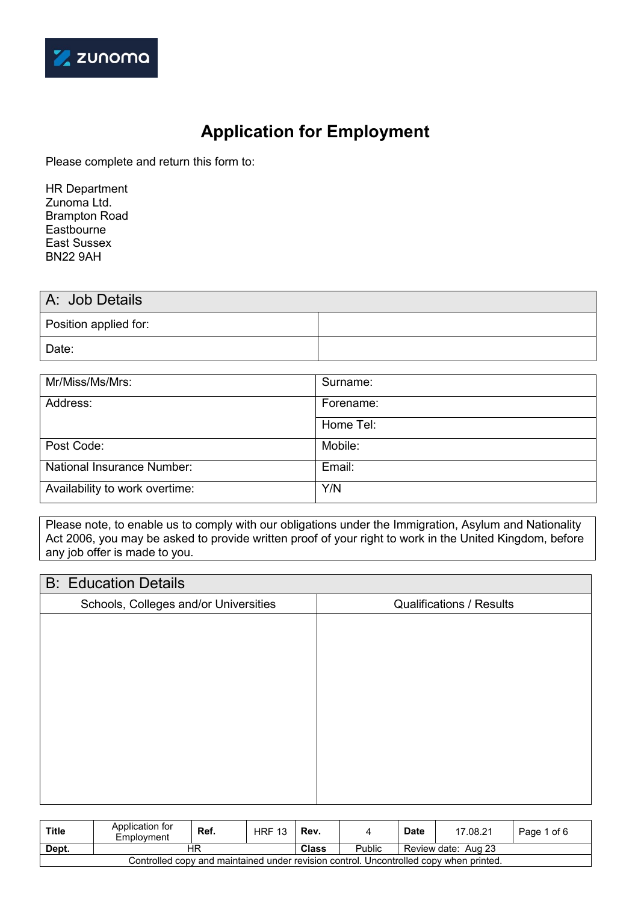zunoma

# Application for Employment

Please complete and return this form to:

HR Department
Zunoma Ltd.
Brampton Road
Eastbourne
East Sussex
BN22 9AH

| A: Job Details | |
|---|---|
| Position applied for: | |
| Date: | |

| | |
|---|---|
| Mr/Miss/Ms/Mrs: | Surname: |
| Address: | Forename: |
| | Home Tel: |
| Post Code: | Mobile: |
| National Insurance Number: | Email: |
| Availability to work overtime: | Y/N |

Please note, to enable us to comply with our obligations under the Immigration, Asylum and Nationality Act 2006, you may be asked to provide written proof of your right to work in the United Kingdom, before any job offer is made to you.

| B: Education Details | |
|---|---|
| Schools, Colleges and/or Universities | Qualifications / Results |
| | |

| Title | Application for Employment | Ref. | HRF 13 | Rev. | 4 | Date | 17.08.21 |
|---|---|---|---|---|---|---|---|
| Dept. | HR | | | Class | Public | Review date: Aug 23 | |
| Controlled copy and maintained under revision control. Uncontrolled copy when printed. | | | | | | | |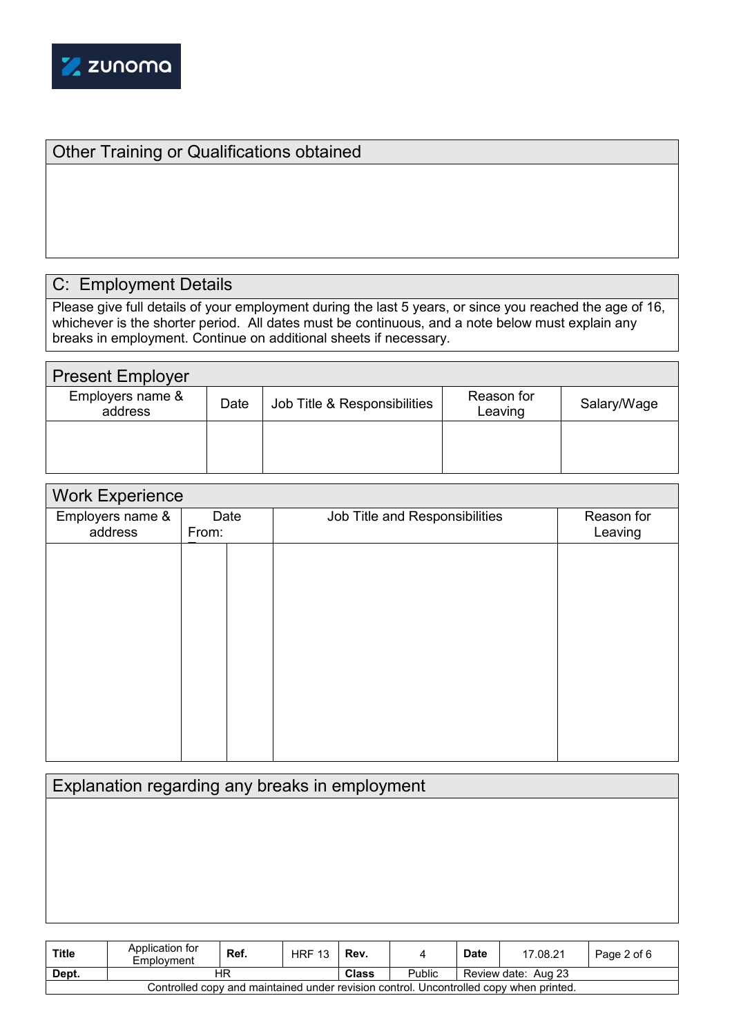## Other Training or Qualifications obtained

## C: Employment Details

Please give full details of your employment during the last 5 years, or since you reached the age of 16, whichever is the shorter period. All dates must be continuous, and a note below must explain any breaks in employment. Continue on additional sheets if necessary.

### Present Employer

| Employers name & address | Date | Job Title & Responsibilities | Reason for Leaving | Salary/Wage |
|---|---|---|---|---|
| | | | | |

### Work Experience

| Employers name & address | Date From: | | Job Title and Responsibilities | Reason for Leaving |
|---|---|---|---|---|
| | | | | |

### Explanation regarding any breaks in employment

| Title | Application for Employment | Ref. | HRF 13 | Rev. | 4 | Date | 17.08.21 |
|---|---|---|---|---|---|---|---|
| Dept. | HR | | | Class | Public | Review date: Aug 23 | |

Controlled copy and maintained under revision control. Uncontrolled copy when printed.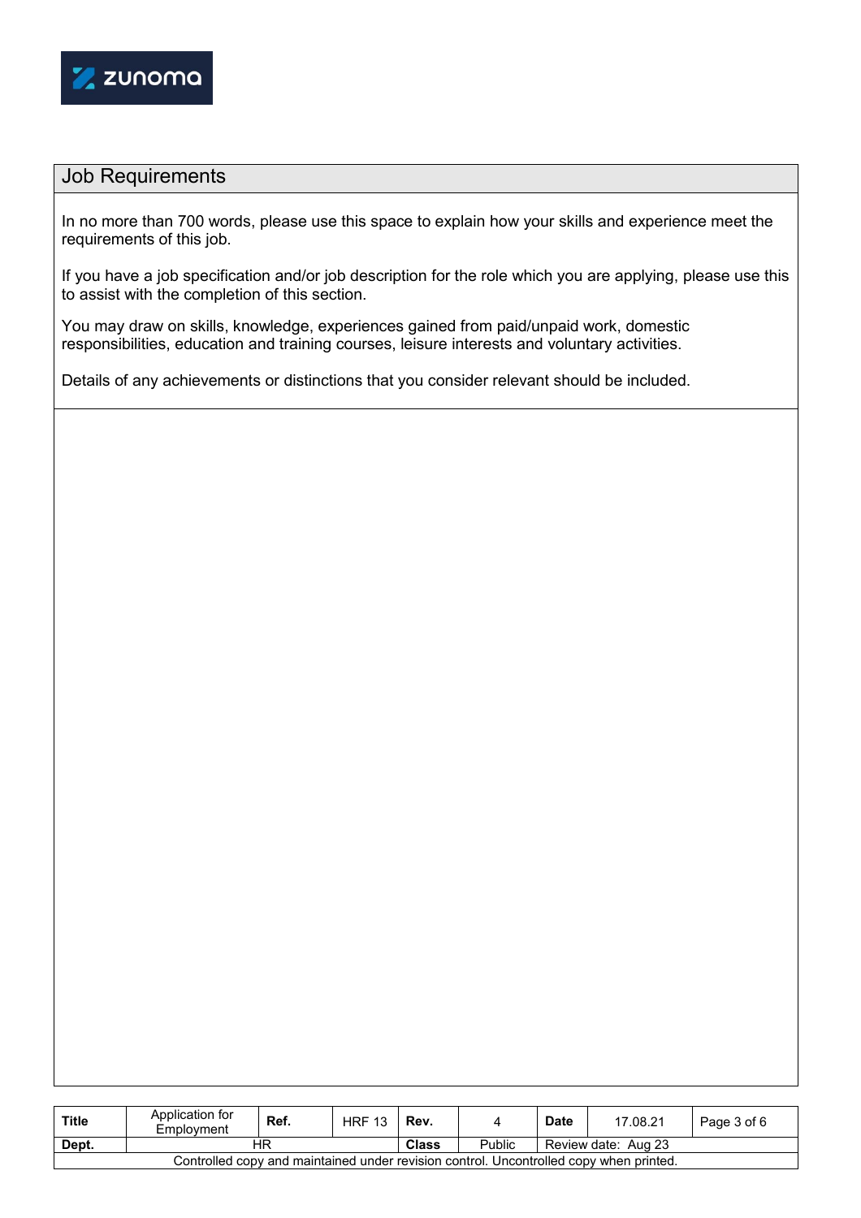## Job Requirements

In no more than 700 words, please use this space to explain how your skills and experience meet the requirements of this job.

If you have a job specification and/or job description for the role which you are applying, please use this to assist with the completion of this section.

You may draw on skills, knowledge, experiences gained from paid/unpaid work, domestic responsibilities, education and training courses, leisure interests and voluntary activities.

Details of any achievements or distinctions that you consider relevant should be included.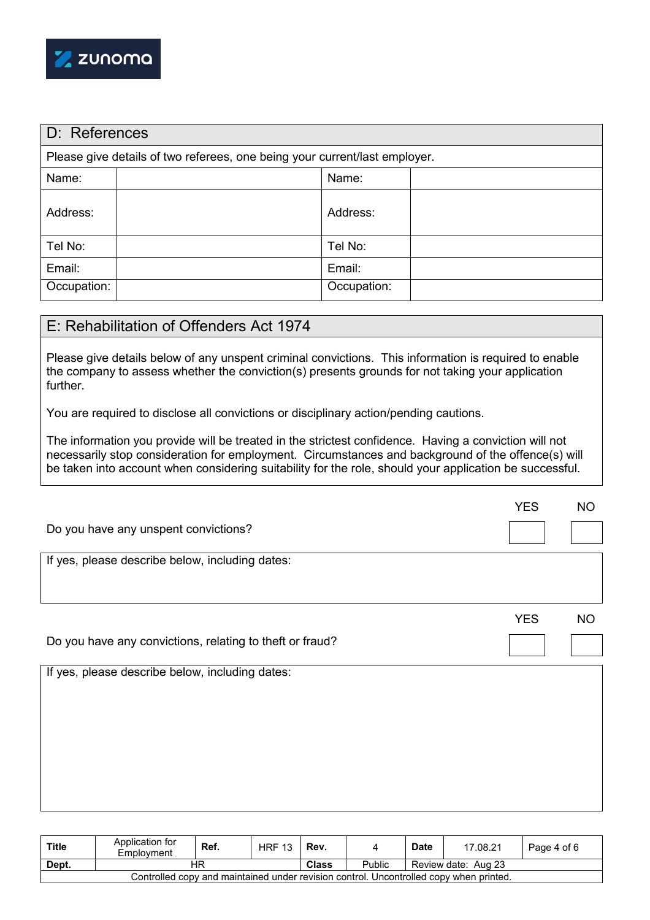## D: References

Please give details of two referees, one being your current/last employer.

| Name: | | Name: | |
|---|---|---|---|
| Address: | | Address: | |
| Tel No: | | Tel No: | |
| Email: | | Email: | |
| Occupation: | | Occupation: | |

## E: Rehabilitation of Offenders Act 1974

Please give details below of any unspent criminal convictions. This information is required to enable the company to assess whether the conviction(s) presents grounds for not taking your application further.

You are required to disclose all convictions or disciplinary action/pending cautions.

The information you provide will be treated in the strictest confidence. Having a conviction will not necessarily stop consideration for employment. Circumstances and background of the offence(s) will be taken into account when considering suitability for the role, should your application be successful.

| | YES | NO |
|---|---|---|
| Do you have any unspent convictions? | ☐ | ☐ |

If yes, please describe below, including dates:

| | YES | NO |
|---|---|---|
| Do you have any convictions, relating to theft or fraud? | ☐ | ☐ |

If yes, please describe below, including dates: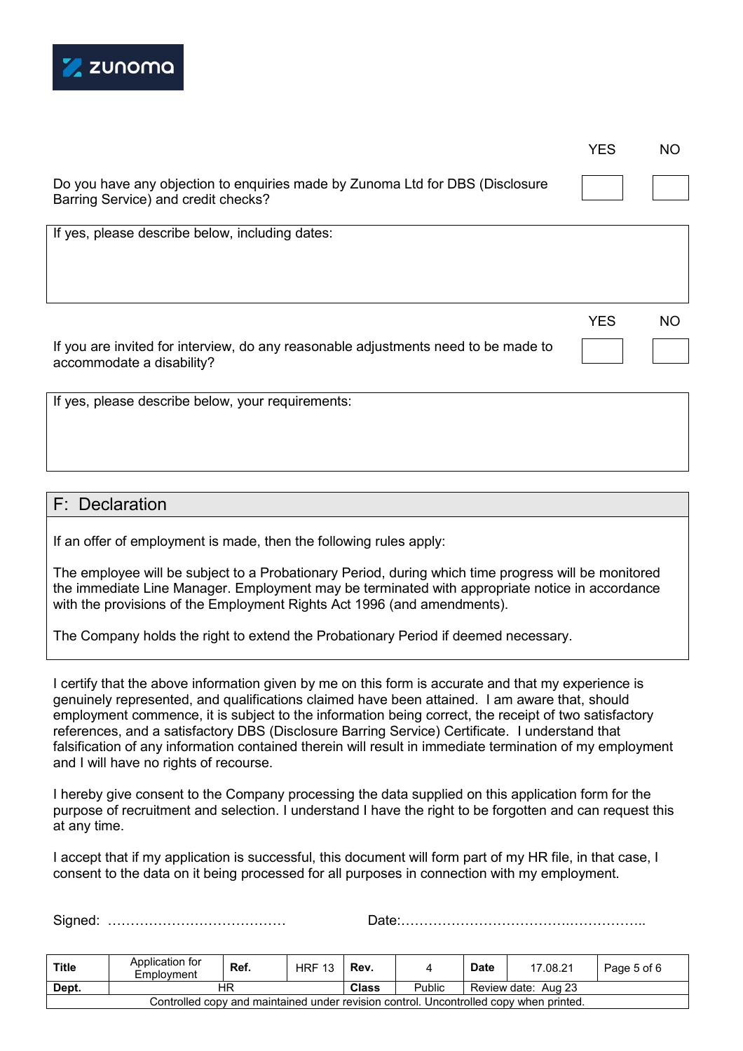| | YES | NO |
|---|---|---|
| Do you have any objection to enquiries made by Zunoma Ltd for DBS (Disclosure Barring Service) and credit checks? | ☐ | ☐ |

If yes, please describe below, including dates:

| | YES | NO |
|---|---|---|
| If you are invited for interview, do any reasonable adjustments need to be made to accommodate a disability? | ☐ | ☐ |

If yes, please describe below, your requirements:

## F: Declaration

If an offer of employment is made, then the following rules apply:

The employee will be subject to a Probationary Period, during which time progress will be monitored the immediate Line Manager. Employment may be terminated with appropriate notice in accordance with the provisions of the Employment Rights Act 1996 (and amendments).

The Company holds the right to extend the Probationary Period if deemed necessary.

I certify that the above information given by me on this form is accurate and that my experience is genuinely represented, and qualifications claimed have been attained. I am aware that, should employment commence, it is subject to the information being correct, the receipt of two satisfactory references, and a satisfactory DBS (Disclosure Barring Service) Certificate. I understand that falsification of any information contained therein will result in immediate termination of my employment and I will have no rights of recourse.

I hereby give consent to the Company processing the data supplied on this application form for the purpose of recruitment and selection. I understand I have the right to be forgotten and can request this at any time.

I accept that if my application is successful, this document will form part of my HR file, in that case, I consent to the data on it being processed for all purposes in connection with my employment.

Signed: …………………………………   Date:………………………………….……………..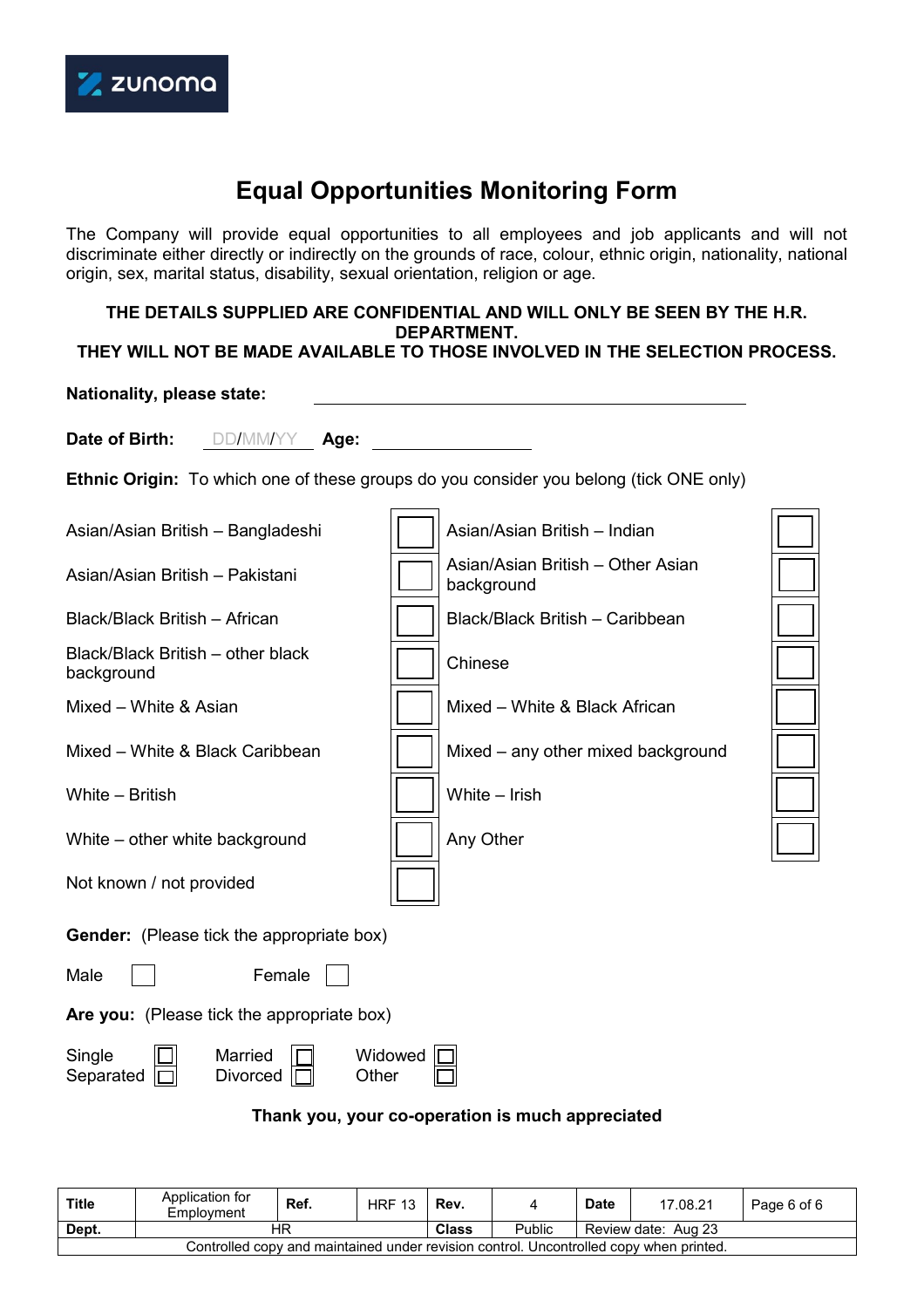zunoma

# Equal Opportunities Monitoring Form

The Company will provide equal opportunities to all employees and job applicants and will not discriminate either directly or indirectly on the grounds of race, colour, ethnic origin, nationality, national origin, sex, marital status, disability, sexual orientation, religion or age.

**THE DETAILS SUPPLIED ARE CONFIDENTIAL AND WILL ONLY BE SEEN BY THE H.R. DEPARTMENT.**
**THEY WILL NOT BE MADE AVAILABLE TO THOSE INVOLVED IN THE SELECTION PROCESS.**

**Nationality, please state:** ____________________

**Date of Birth:** DD/MM/YY **Age:** ____________

**Ethnic Origin:** To which one of these groups do you consider you belong (tick ONE only)

| | | | |
|---|---|---|---|
| Asian/Asian British – Bangladeshi | ☐ | Asian/Asian British – Indian | ☐ |
| Asian/Asian British – Pakistani | ☐ | Asian/Asian British – Other Asian background | ☐ |
| Black/Black British – African | ☐ | Black/Black British – Caribbean | ☐ |
| Black/Black British – other black background | ☐ | Chinese | ☐ |
| Mixed – White & Asian | ☐ | Mixed – White & Black African | ☐ |
| Mixed – White & Black Caribbean | ☐ | Mixed – any other mixed background | ☐ |
| White – British | ☐ | White – Irish | ☐ |
| White – other white background | ☐ | Any Other | ☐ |
| Not known / not provided | ☐ | | |

**Gender:** (Please tick the appropriate box)

Male ☐ Female ☐

**Are you:** (Please tick the appropriate box)

Single ☐ Married ☐ Widowed ☐
Separated ☐ Divorced ☐ Other ☐

**Thank you, your co-operation is much appreciated**